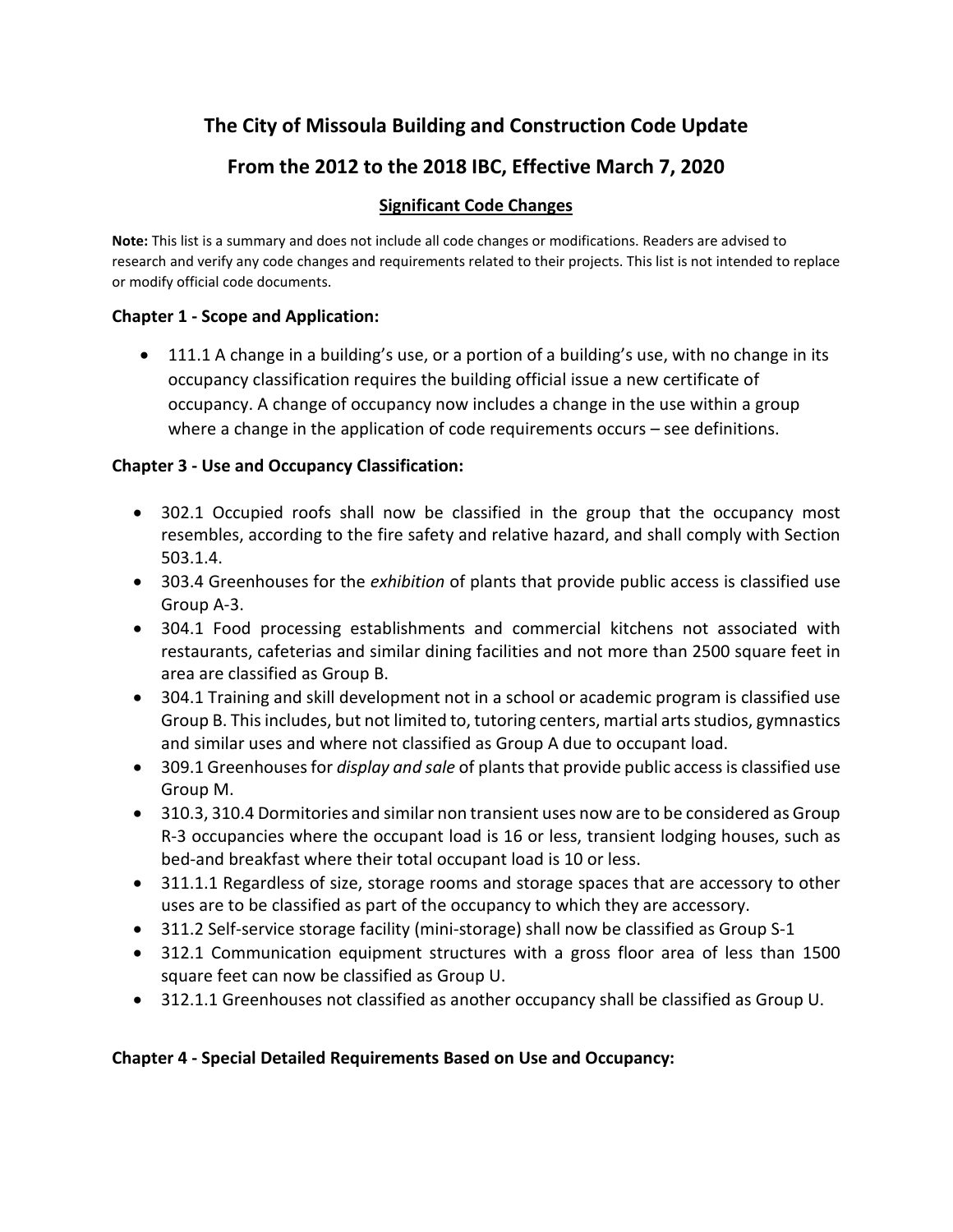# The City of Missoula Building and Construction Code Update

# From the 2012 to the 2018 IBC, Effective March 7, 2020

## Significant Code Changes

**Note:** This list is a summary and does not include all code changes or modifications. Readers are advised to research and verify any code changes and requirements related to their projects. This list is not intended to replace or modify official code documents.

### Chapter 1 - Scope and Application:

- 111.1 A change in a building's use, or a portion of a building's use, with no change in its occupancy classification requires the building official issue a new certificate of occupancy. A change of occupancy now includes a change in the use within a group where a change in the application of code requirements occurs – see definitions.

### Chapter 3 - Use and Occupancy Classification:

- 302.1 Occupied roofs shall now be classified in the group that the occupancy most resembles, according to the fire safety and relative hazard, and shall comply with Section 503.1.4.
- 303.4 Greenhouses for the *exhibition* of plants that provide public access is classified use Group A-3.
- 304.1 Food processing establishments and commercial kitchens not associated with restaurants, cafeterias and similar dining facilities and not more than 2500 square feet in area are classified as Group B.
- 304.1 Training and skill development not in a school or academic program is classified use Group B. This includes, but not limited to, tutoring centers, martial arts studios, gymnastics and similar uses and where not classified as Group A due to occupant load.
- 309.1 Greenhouses for *display and sale* of plants that provide public access is classified use Group M.
- 310.3, 310.4 Dormitories and similar non transient uses now are to be considered as Group R-3 occupancies where the occupant load is 16 or less, transient lodging houses, such as bed-and breakfast where their total occupant load is 10 or less.
- 311.1.1 Regardless of size, storage rooms and storage spaces that are accessory to other uses are to be classified as part of the occupancy to which they are accessory.
- 311.2 Self-service storage facility (mini-storage) shall now be classified as Group S-1
- 312.1 Communication equipment structures with a gross floor area of less than 1500 square feet can now be classified as Group U.
- 312.1.1 Greenhouses not classified as another occupancy shall be classified as Group U.

### Chapter 4 - Special Detailed Requirements Based on Use and Occupancy: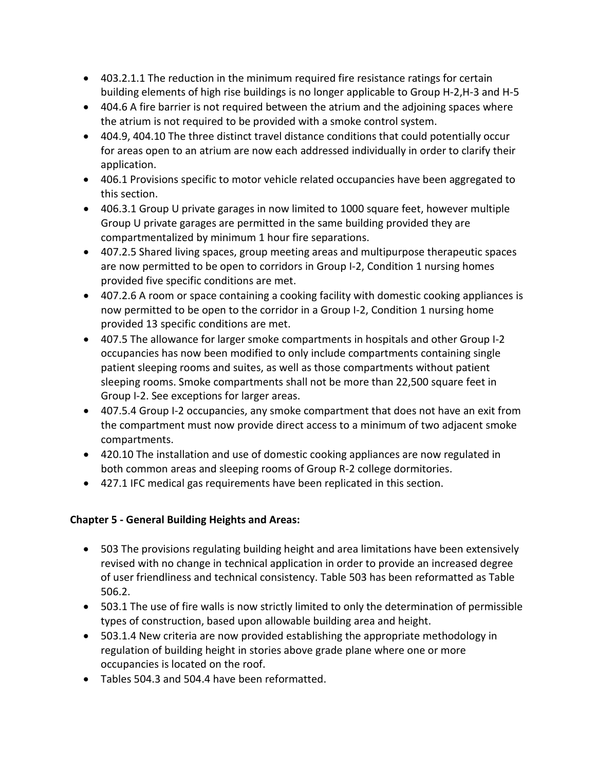- 403.2.1.1 The reduction in the minimum required fire resistance ratings for certain building elements of high rise buildings is no longer applicable to Group H-2,H-3 and H-5
- 404.6 A fire barrier is not required between the atrium and the adjoining spaces where the atrium is not required to be provided with a smoke control system.
- 404.9, 404.10 The three distinct travel distance conditions that could potentially occur for areas open to an atrium are now each addressed individually in order to clarify their application.
- 406.1 Provisions specific to motor vehicle related occupancies have been aggregated to this section.
- 406.3.1 Group U private garages in now limited to 1000 square feet, however multiple Group U private garages are permitted in the same building provided they are compartmentalized by minimum 1 hour fire separations.
- 407.2.5 Shared living spaces, group meeting areas and multipurpose therapeutic spaces are now permitted to be open to corridors in Group I-2, Condition 1 nursing homes provided five specific conditions are met.
- 407.2.6 A room or space containing a cooking facility with domestic cooking appliances is now permitted to be open to the corridor in a Group I-2, Condition 1 nursing home provided 13 specific conditions are met.
- 407.5 The allowance for larger smoke compartments in hospitals and other Group I-2 occupancies has now been modified to only include compartments containing single patient sleeping rooms and suites, as well as those compartments without patient sleeping rooms. Smoke compartments shall not be more than 22,500 square feet in Group I-2. See exceptions for larger areas.
- 407.5.4 Group I-2 occupancies, any smoke compartment that does not have an exit from the compartment must now provide direct access to a minimum of two adjacent smoke compartments.
- 420.10 The installation and use of domestic cooking appliances are now regulated in both common areas and sleeping rooms of Group R-2 college dormitories.
- 427.1 IFC medical gas requirements have been replicated in this section.

**Chapter 5 - General Building Heights and Areas:**

- 503 The provisions regulating building height and area limitations have been extensively revised with no change in technical application in order to provide an increased degree of user friendliness and technical consistency. Table 503 has been reformatted as Table 506.2.
- 503.1 The use of fire walls is now strictly limited to only the determination of permissible types of construction, based upon allowable building area and height.
- 503.1.4 New criteria are now provided establishing the appropriate methodology in regulation of building height in stories above grade plane where one or more occupancies is located on the roof.
- Tables 504.3 and 504.4 have been reformatted.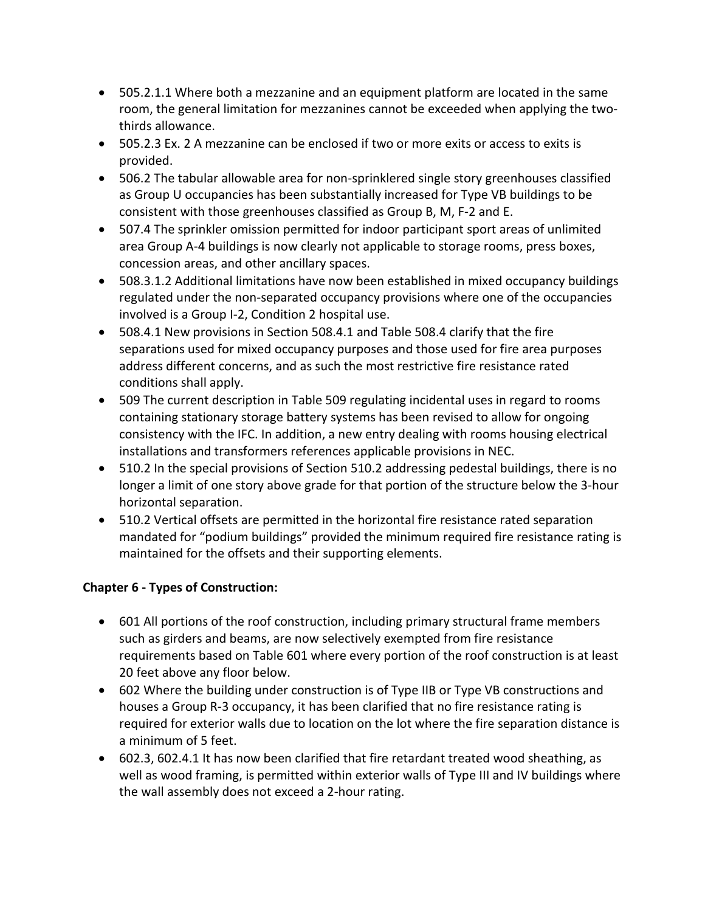- 505.2.1.1 Where both a mezzanine and an equipment platform are located in the same room, the general limitation for mezzanines cannot be exceeded when applying the two-thirds allowance.
- 505.2.3 Ex. 2 A mezzanine can be enclosed if two or more exits or access to exits is provided.
- 506.2 The tabular allowable area for non-sprinklered single story greenhouses classified as Group U occupancies has been substantially increased for Type VB buildings to be consistent with those greenhouses classified as Group B, M, F-2 and E.
- 507.4 The sprinkler omission permitted for indoor participant sport areas of unlimited area Group A-4 buildings is now clearly not applicable to storage rooms, press boxes, concession areas, and other ancillary spaces.
- 508.3.1.2 Additional limitations have now been established in mixed occupancy buildings regulated under the non-separated occupancy provisions where one of the occupancies involved is a Group I-2, Condition 2 hospital use.
- 508.4.1 New provisions in Section 508.4.1 and Table 508.4 clarify that the fire separations used for mixed occupancy purposes and those used for fire area purposes address different concerns, and as such the most restrictive fire resistance rated conditions shall apply.
- 509 The current description in Table 509 regulating incidental uses in regard to rooms containing stationary storage battery systems has been revised to allow for ongoing consistency with the IFC. In addition, a new entry dealing with rooms housing electrical installations and transformers references applicable provisions in NEC.
- 510.2 In the special provisions of Section 510.2 addressing pedestal buildings, there is no longer a limit of one story above grade for that portion of the structure below the 3-hour horizontal separation.
- 510.2 Vertical offsets are permitted in the horizontal fire resistance rated separation mandated for "podium buildings" provided the minimum required fire resistance rating is maintained for the offsets and their supporting elements.

**Chapter 6 - Types of Construction:**

- 601 All portions of the roof construction, including primary structural frame members such as girders and beams, are now selectively exempted from fire resistance requirements based on Table 601 where every portion of the roof construction is at least 20 feet above any floor below.
- 602 Where the building under construction is of Type IIB or Type VB constructions and houses a Group R-3 occupancy, it has been clarified that no fire resistance rating is required for exterior walls due to location on the lot where the fire separation distance is a minimum of 5 feet.
- 602.3, 602.4.1 It has now been clarified that fire retardant treated wood sheathing, as well as wood framing, is permitted within exterior walls of Type III and IV buildings where the wall assembly does not exceed a 2-hour rating.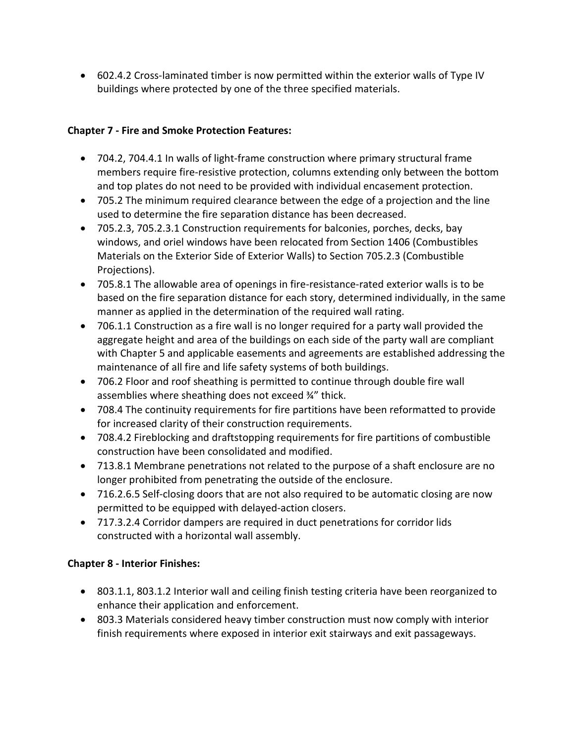- 602.4.2 Cross-laminated timber is now permitted within the exterior walls of Type IV buildings where protected by one of the three specified materials.

**Chapter 7 - Fire and Smoke Protection Features:**

- 704.2, 704.4.1 In walls of light-frame construction where primary structural frame members require fire-resistive protection, columns extending only between the bottom and top plates do not need to be provided with individual encasement protection.
- 705.2 The minimum required clearance between the edge of a projection and the line used to determine the fire separation distance has been decreased.
- 705.2.3, 705.2.3.1 Construction requirements for balconies, porches, decks, bay windows, and oriel windows have been relocated from Section 1406 (Combustibles Materials on the Exterior Side of Exterior Walls) to Section 705.2.3 (Combustible Projections).
- 705.8.1 The allowable area of openings in fire-resistance-rated exterior walls is to be based on the fire separation distance for each story, determined individually, in the same manner as applied in the determination of the required wall rating.
- 706.1.1 Construction as a fire wall is no longer required for a party wall provided the aggregate height and area of the buildings on each side of the party wall are compliant with Chapter 5 and applicable easements and agreements are established addressing the maintenance of all fire and life safety systems of both buildings.
- 706.2 Floor and roof sheathing is permitted to continue through double fire wall assemblies where sheathing does not exceed ¾" thick.
- 708.4 The continuity requirements for fire partitions have been reformatted to provide for increased clarity of their construction requirements.
- 708.4.2 Fireblocking and draftstopping requirements for fire partitions of combustible construction have been consolidated and modified.
- 713.8.1 Membrane penetrations not related to the purpose of a shaft enclosure are no longer prohibited from penetrating the outside of the enclosure.
- 716.2.6.5 Self-closing doors that are not also required to be automatic closing are now permitted to be equipped with delayed-action closers.
- 717.3.2.4 Corridor dampers are required in duct penetrations for corridor lids constructed with a horizontal wall assembly.

**Chapter 8 - Interior Finishes:**

- 803.1.1, 803.1.2 Interior wall and ceiling finish testing criteria have been reorganized to enhance their application and enforcement.
- 803.3 Materials considered heavy timber construction must now comply with interior finish requirements where exposed in interior exit stairways and exit passageways.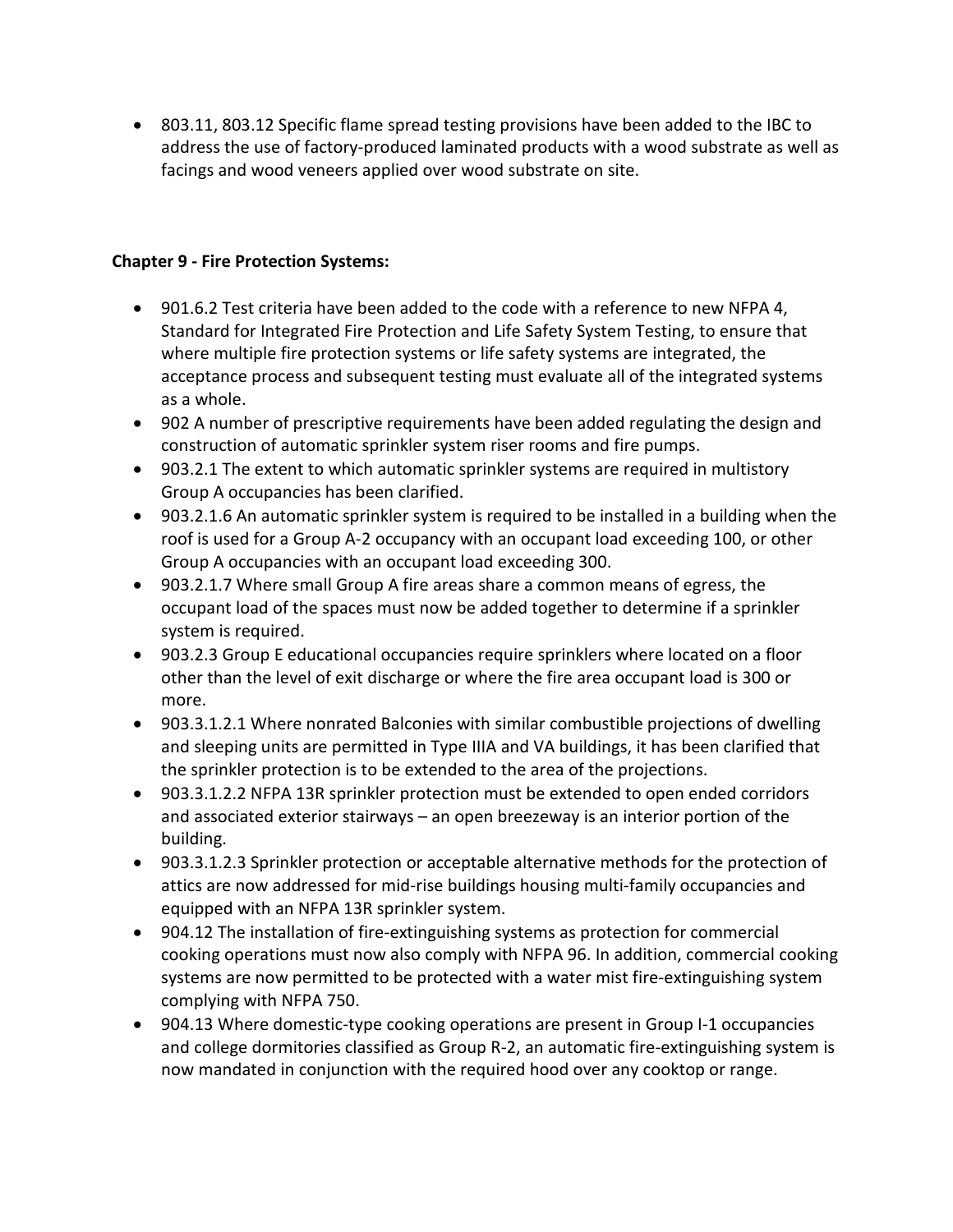- 803.11, 803.12 Specific flame spread testing provisions have been added to the IBC to address the use of factory-produced laminated products with a wood substrate as well as facings and wood veneers applied over wood substrate on site.

**Chapter 9 - Fire Protection Systems:**

- 901.6.2 Test criteria have been added to the code with a reference to new NFPA 4, Standard for Integrated Fire Protection and Life Safety System Testing, to ensure that where multiple fire protection systems or life safety systems are integrated, the acceptance process and subsequent testing must evaluate all of the integrated systems as a whole.
- 902 A number of prescriptive requirements have been added regulating the design and construction of automatic sprinkler system riser rooms and fire pumps.
- 903.2.1 The extent to which automatic sprinkler systems are required in multistory Group A occupancies has been clarified.
- 903.2.1.6 An automatic sprinkler system is required to be installed in a building when the roof is used for a Group A-2 occupancy with an occupant load exceeding 100, or other Group A occupancies with an occupant load exceeding 300.
- 903.2.1.7 Where small Group A fire areas share a common means of egress, the occupant load of the spaces must now be added together to determine if a sprinkler system is required.
- 903.2.3 Group E educational occupancies require sprinklers where located on a floor other than the level of exit discharge or where the fire area occupant load is 300 or more.
- 903.3.1.2.1 Where nonrated Balconies with similar combustible projections of dwelling and sleeping units are permitted in Type IIIA and VA buildings, it has been clarified that the sprinkler protection is to be extended to the area of the projections.
- 903.3.1.2.2 NFPA 13R sprinkler protection must be extended to open ended corridors and associated exterior stairways – an open breezeway is an interior portion of the building.
- 903.3.1.2.3 Sprinkler protection or acceptable alternative methods for the protection of attics are now addressed for mid-rise buildings housing multi-family occupancies and equipped with an NFPA 13R sprinkler system.
- 904.12 The installation of fire-extinguishing systems as protection for commercial cooking operations must now also comply with NFPA 96. In addition, commercial cooking systems are now permitted to be protected with a water mist fire-extinguishing system complying with NFPA 750.
- 904.13 Where domestic-type cooking operations are present in Group I-1 occupancies and college dormitories classified as Group R-2, an automatic fire-extinguishing system is now mandated in conjunction with the required hood over any cooktop or range.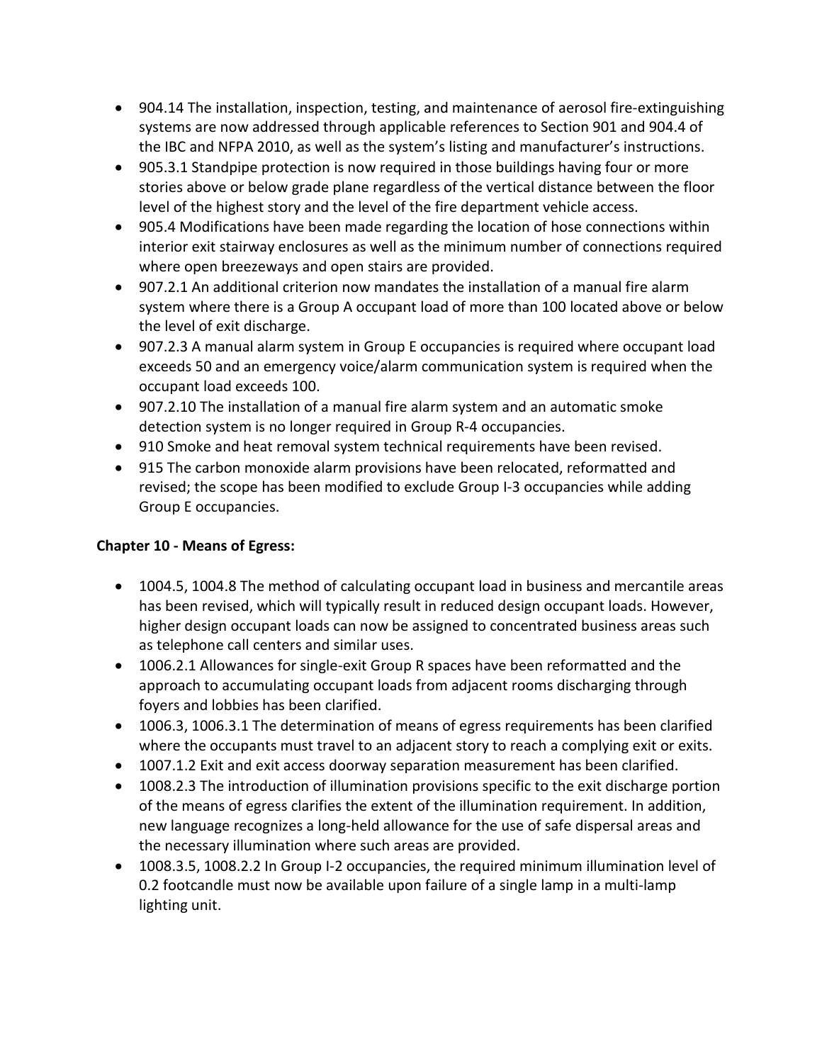- 904.14 The installation, inspection, testing, and maintenance of aerosol fire-extinguishing systems are now addressed through applicable references to Section 901 and 904.4 of the IBC and NFPA 2010, as well as the system's listing and manufacturer's instructions.
- 905.3.1 Standpipe protection is now required in those buildings having four or more stories above or below grade plane regardless of the vertical distance between the floor level of the highest story and the level of the fire department vehicle access.
- 905.4 Modifications have been made regarding the location of hose connections within interior exit stairway enclosures as well as the minimum number of connections required where open breezeways and open stairs are provided.
- 907.2.1 An additional criterion now mandates the installation of a manual fire alarm system where there is a Group A occupant load of more than 100 located above or below the level of exit discharge.
- 907.2.3 A manual alarm system in Group E occupancies is required where occupant load exceeds 50 and an emergency voice/alarm communication system is required when the occupant load exceeds 100.
- 907.2.10 The installation of a manual fire alarm system and an automatic smoke detection system is no longer required in Group R-4 occupancies.
- 910 Smoke and heat removal system technical requirements have been revised.
- 915 The carbon monoxide alarm provisions have been relocated, reformatted and revised; the scope has been modified to exclude Group I-3 occupancies while adding Group E occupancies.

**Chapter 10 - Means of Egress:**

- 1004.5, 1004.8 The method of calculating occupant load in business and mercantile areas has been revised, which will typically result in reduced design occupant loads. However, higher design occupant loads can now be assigned to concentrated business areas such as telephone call centers and similar uses.
- 1006.2.1 Allowances for single-exit Group R spaces have been reformatted and the approach to accumulating occupant loads from adjacent rooms discharging through foyers and lobbies has been clarified.
- 1006.3, 1006.3.1 The determination of means of egress requirements has been clarified where the occupants must travel to an adjacent story to reach a complying exit or exits.
- 1007.1.2 Exit and exit access doorway separation measurement has been clarified.
- 1008.2.3 The introduction of illumination provisions specific to the exit discharge portion of the means of egress clarifies the extent of the illumination requirement. In addition, new language recognizes a long-held allowance for the use of safe dispersal areas and the necessary illumination where such areas are provided.
- 1008.3.5, 1008.2.2 In Group I-2 occupancies, the required minimum illumination level of 0.2 footcandle must now be available upon failure of a single lamp in a multi-lamp lighting unit.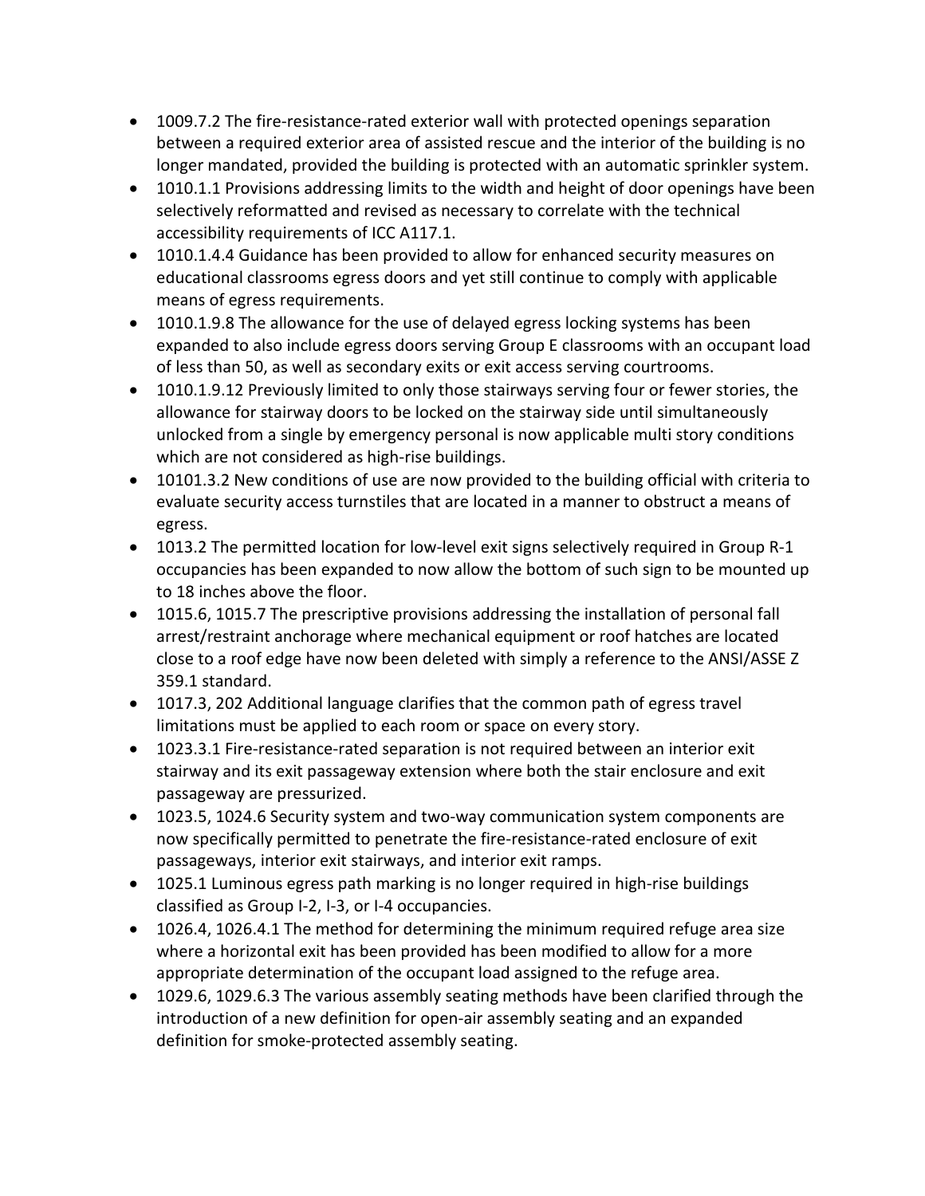- 1009.7.2 The fire-resistance-rated exterior wall with protected openings separation between a required exterior area of assisted rescue and the interior of the building is no longer mandated, provided the building is protected with an automatic sprinkler system.
- 1010.1.1 Provisions addressing limits to the width and height of door openings have been selectively reformatted and revised as necessary to correlate with the technical accessibility requirements of ICC A117.1.
- 1010.1.4.4 Guidance has been provided to allow for enhanced security measures on educational classrooms egress doors and yet still continue to comply with applicable means of egress requirements.
- 1010.1.9.8 The allowance for the use of delayed egress locking systems has been expanded to also include egress doors serving Group E classrooms with an occupant load of less than 50, as well as secondary exits or exit access serving courtrooms.
- 1010.1.9.12 Previously limited to only those stairways serving four or fewer stories, the allowance for stairway doors to be locked on the stairway side until simultaneously unlocked from a single by emergency personal is now applicable multi story conditions which are not considered as high-rise buildings.
- 10101.3.2 New conditions of use are now provided to the building official with criteria to evaluate security access turnstiles that are located in a manner to obstruct a means of egress.
- 1013.2 The permitted location for low-level exit signs selectively required in Group R-1 occupancies has been expanded to now allow the bottom of such sign to be mounted up to 18 inches above the floor.
- 1015.6, 1015.7 The prescriptive provisions addressing the installation of personal fall arrest/restraint anchorage where mechanical equipment or roof hatches are located close to a roof edge have now been deleted with simply a reference to the ANSI/ASSE Z 359.1 standard.
- 1017.3, 202 Additional language clarifies that the common path of egress travel limitations must be applied to each room or space on every story.
- 1023.3.1 Fire-resistance-rated separation is not required between an interior exit stairway and its exit passageway extension where both the stair enclosure and exit passageway are pressurized.
- 1023.5, 1024.6 Security system and two-way communication system components are now specifically permitted to penetrate the fire-resistance-rated enclosure of exit passageways, interior exit stairways, and interior exit ramps.
- 1025.1 Luminous egress path marking is no longer required in high-rise buildings classified as Group I-2, I-3, or I-4 occupancies.
- 1026.4, 1026.4.1 The method for determining the minimum required refuge area size where a horizontal exit has been provided has been modified to allow for a more appropriate determination of the occupant load assigned to the refuge area.
- 1029.6, 1029.6.3 The various assembly seating methods have been clarified through the introduction of a new definition for open-air assembly seating and an expanded definition for smoke-protected assembly seating.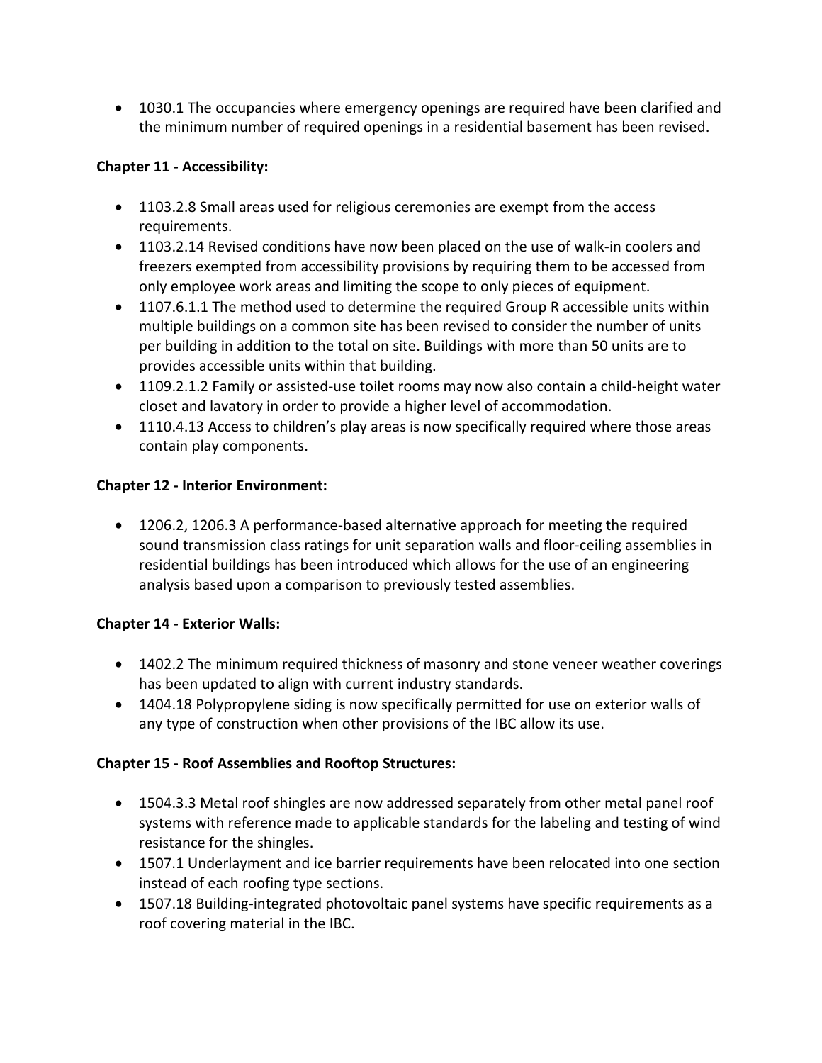- 1030.1 The occupancies where emergency openings are required have been clarified and the minimum number of required openings in a residential basement has been revised.

**Chapter 11 - Accessibility:**

- 1103.2.8 Small areas used for religious ceremonies are exempt from the access requirements.
- 1103.2.14 Revised conditions have now been placed on the use of walk-in coolers and freezers exempted from accessibility provisions by requiring them to be accessed from only employee work areas and limiting the scope to only pieces of equipment.
- 1107.6.1.1 The method used to determine the required Group R accessible units within multiple buildings on a common site has been revised to consider the number of units per building in addition to the total on site. Buildings with more than 50 units are to provides accessible units within that building.
- 1109.2.1.2 Family or assisted-use toilet rooms may now also contain a child-height water closet and lavatory in order to provide a higher level of accommodation.
- 1110.4.13 Access to children's play areas is now specifically required where those areas contain play components.

**Chapter 12 - Interior Environment:**

- 1206.2, 1206.3 A performance-based alternative approach for meeting the required sound transmission class ratings for unit separation walls and floor-ceiling assemblies in residential buildings has been introduced which allows for the use of an engineering analysis based upon a comparison to previously tested assemblies.

**Chapter 14 - Exterior Walls:**

- 1402.2 The minimum required thickness of masonry and stone veneer weather coverings has been updated to align with current industry standards.
- 1404.18 Polypropylene siding is now specifically permitted for use on exterior walls of any type of construction when other provisions of the IBC allow its use.

**Chapter 15 - Roof Assemblies and Rooftop Structures:**

- 1504.3.3 Metal roof shingles are now addressed separately from other metal panel roof systems with reference made to applicable standards for the labeling and testing of wind resistance for the shingles.
- 1507.1 Underlayment and ice barrier requirements have been relocated into one section instead of each roofing type sections.
- 1507.18 Building-integrated photovoltaic panel systems have specific requirements as a roof covering material in the IBC.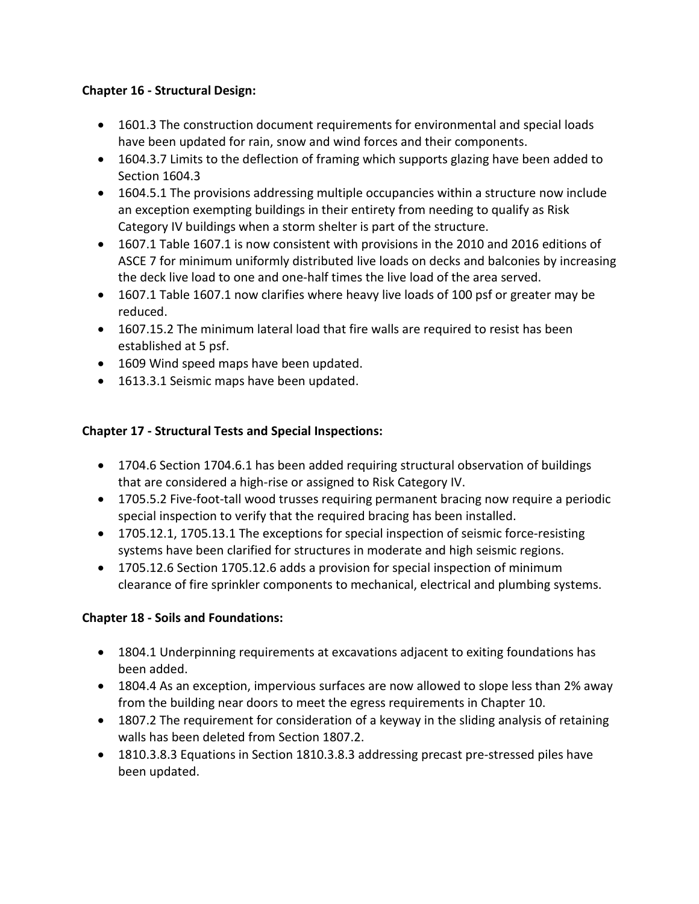**Chapter 16 - Structural Design:**

- 1601.3 The construction document requirements for environmental and special loads have been updated for rain, snow and wind forces and their components.
- 1604.3.7 Limits to the deflection of framing which supports glazing have been added to Section 1604.3
- 1604.5.1 The provisions addressing multiple occupancies within a structure now include an exception exempting buildings in their entirety from needing to qualify as Risk Category IV buildings when a storm shelter is part of the structure.
- 1607.1 Table 1607.1 is now consistent with provisions in the 2010 and 2016 editions of ASCE 7 for minimum uniformly distributed live loads on decks and balconies by increasing the deck live load to one and one-half times the live load of the area served.
- 1607.1 Table 1607.1 now clarifies where heavy live loads of 100 psf or greater may be reduced.
- 1607.15.2 The minimum lateral load that fire walls are required to resist has been established at 5 psf.
- 1609 Wind speed maps have been updated.
- 1613.3.1 Seismic maps have been updated.

**Chapter 17 - Structural Tests and Special Inspections:**

- 1704.6 Section 1704.6.1 has been added requiring structural observation of buildings that are considered a high-rise or assigned to Risk Category IV.
- 1705.5.2 Five-foot-tall wood trusses requiring permanent bracing now require a periodic special inspection to verify that the required bracing has been installed.
- 1705.12.1, 1705.13.1 The exceptions for special inspection of seismic force-resisting systems have been clarified for structures in moderate and high seismic regions.
- 1705.12.6 Section 1705.12.6 adds a provision for special inspection of minimum clearance of fire sprinkler components to mechanical, electrical and plumbing systems.

**Chapter 18 - Soils and Foundations:**

- 1804.1 Underpinning requirements at excavations adjacent to exiting foundations has been added.
- 1804.4 As an exception, impervious surfaces are now allowed to slope less than 2% away from the building near doors to meet the egress requirements in Chapter 10.
- 1807.2 The requirement for consideration of a keyway in the sliding analysis of retaining walls has been deleted from Section 1807.2.
- 1810.3.8.3 Equations in Section 1810.3.8.3 addressing precast pre-stressed piles have been updated.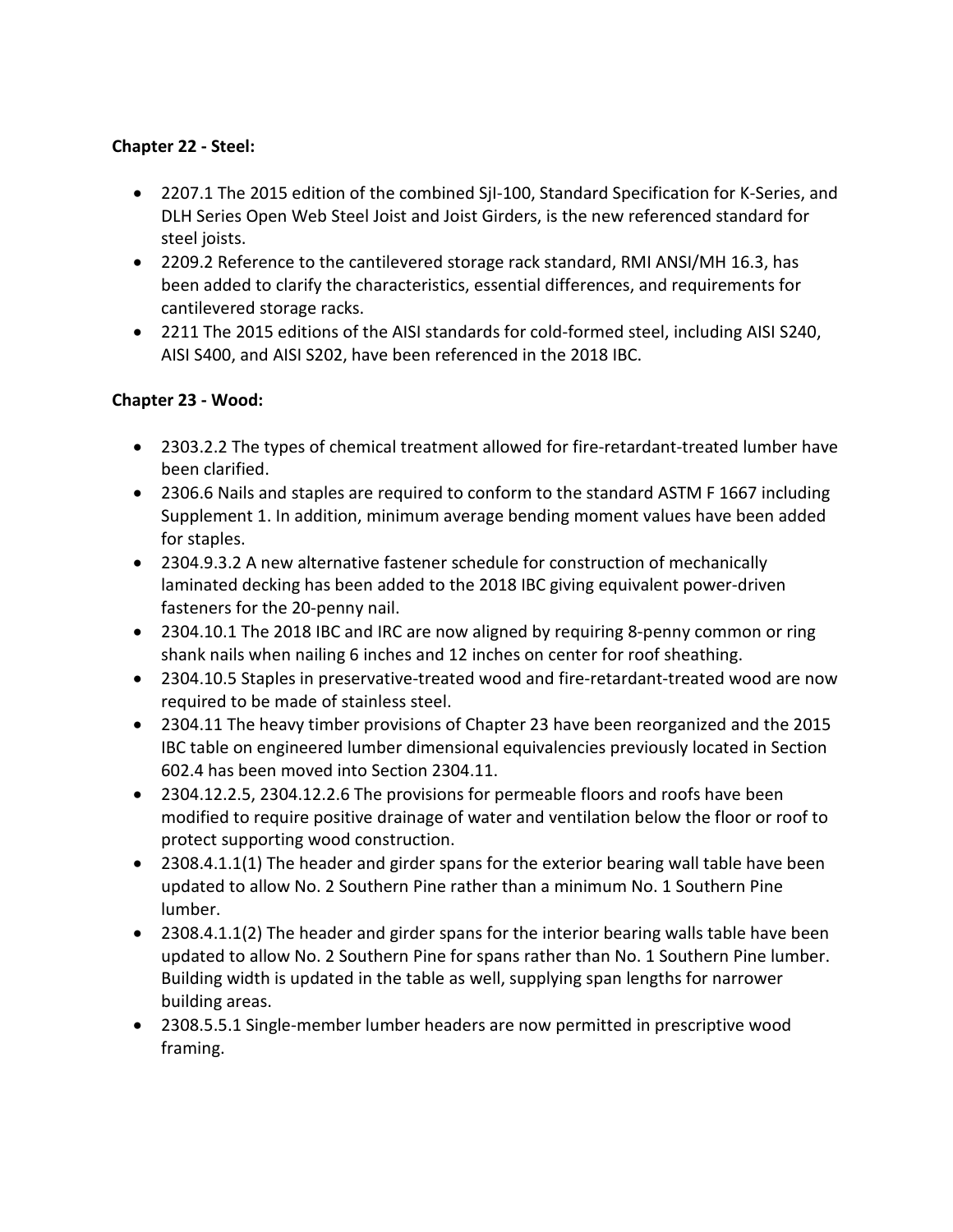**Chapter 22 - Steel:**

- 2207.1 The 2015 edition of the combined SjI-100, Standard Specification for K-Series, and DLH Series Open Web Steel Joist and Joist Girders, is the new referenced standard for steel joists.
- 2209.2 Reference to the cantilevered storage rack standard, RMI ANSI/MH 16.3, has been added to clarify the characteristics, essential differences, and requirements for cantilevered storage racks.
- 2211 The 2015 editions of the AISI standards for cold-formed steel, including AISI S240, AISI S400, and AISI S202, have been referenced in the 2018 IBC.

**Chapter 23 - Wood:**

- 2303.2.2 The types of chemical treatment allowed for fire-retardant-treated lumber have been clarified.
- 2306.6 Nails and staples are required to conform to the standard ASTM F 1667 including Supplement 1. In addition, minimum average bending moment values have been added for staples.
- 2304.9.3.2 A new alternative fastener schedule for construction of mechanically laminated decking has been added to the 2018 IBC giving equivalent power-driven fasteners for the 20-penny nail.
- 2304.10.1 The 2018 IBC and IRC are now aligned by requiring 8-penny common or ring shank nails when nailing 6 inches and 12 inches on center for roof sheathing.
- 2304.10.5 Staples in preservative-treated wood and fire-retardant-treated wood are now required to be made of stainless steel.
- 2304.11 The heavy timber provisions of Chapter 23 have been reorganized and the 2015 IBC table on engineered lumber dimensional equivalencies previously located in Section 602.4 has been moved into Section 2304.11.
- 2304.12.2.5, 2304.12.2.6 The provisions for permeable floors and roofs have been modified to require positive drainage of water and ventilation below the floor or roof to protect supporting wood construction.
- 2308.4.1.1(1) The header and girder spans for the exterior bearing wall table have been updated to allow No. 2 Southern Pine rather than a minimum No. 1 Southern Pine lumber.
- 2308.4.1.1(2) The header and girder spans for the interior bearing walls table have been updated to allow No. 2 Southern Pine for spans rather than No. 1 Southern Pine lumber. Building width is updated in the table as well, supplying span lengths for narrower building areas.
- 2308.5.5.1 Single-member lumber headers are now permitted in prescriptive wood framing.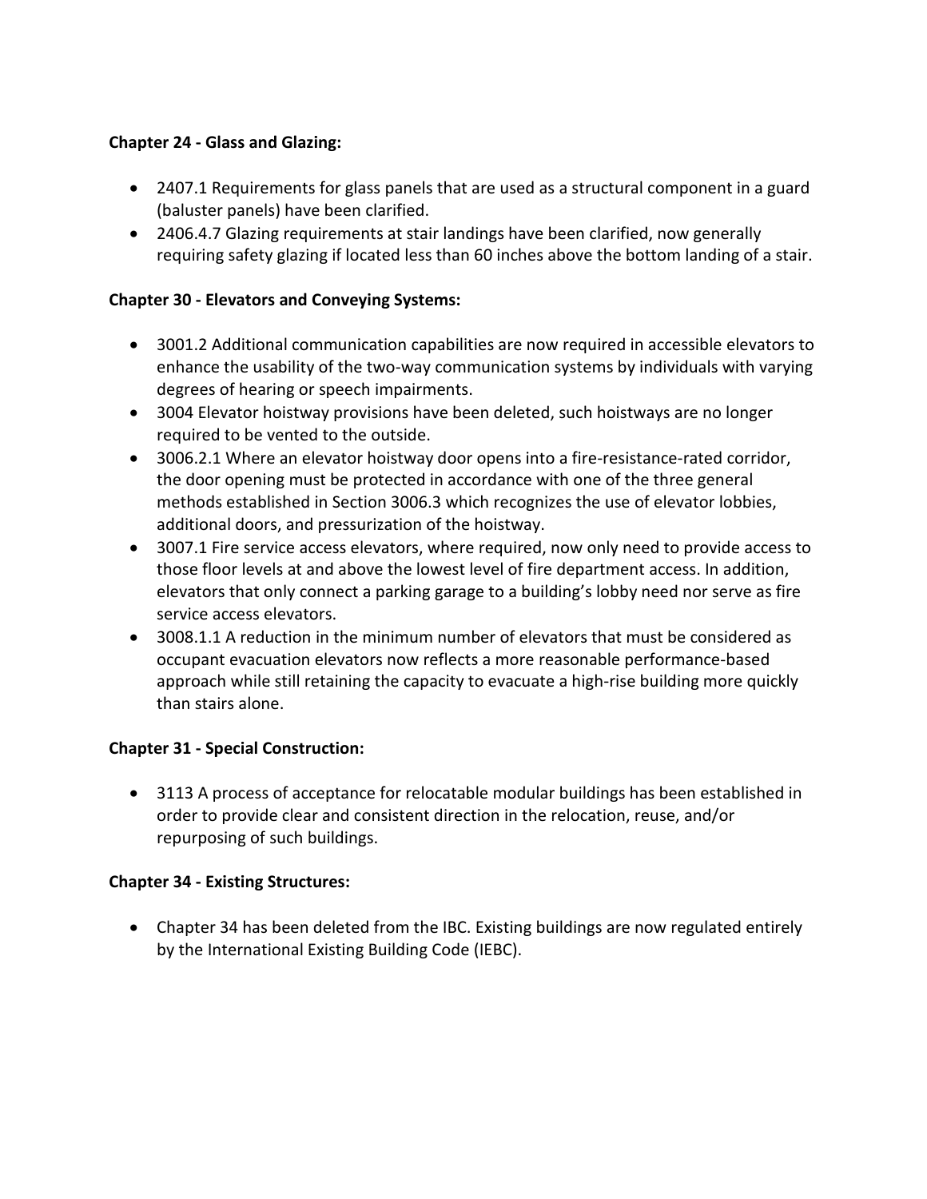**Chapter 24 - Glass and Glazing:**

- 2407.1 Requirements for glass panels that are used as a structural component in a guard (baluster panels) have been clarified.
- 2406.4.7 Glazing requirements at stair landings have been clarified, now generally requiring safety glazing if located less than 60 inches above the bottom landing of a stair.

**Chapter 30 - Elevators and Conveying Systems:**

- 3001.2 Additional communication capabilities are now required in accessible elevators to enhance the usability of the two-way communication systems by individuals with varying degrees of hearing or speech impairments.
- 3004 Elevator hoistway provisions have been deleted, such hoistways are no longer required to be vented to the outside.
- 3006.2.1 Where an elevator hoistway door opens into a fire-resistance-rated corridor, the door opening must be protected in accordance with one of the three general methods established in Section 3006.3 which recognizes the use of elevator lobbies, additional doors, and pressurization of the hoistway.
- 3007.1 Fire service access elevators, where required, now only need to provide access to those floor levels at and above the lowest level of fire department access. In addition, elevators that only connect a parking garage to a building's lobby need nor serve as fire service access elevators.
- 3008.1.1 A reduction in the minimum number of elevators that must be considered as occupant evacuation elevators now reflects a more reasonable performance-based approach while still retaining the capacity to evacuate a high-rise building more quickly than stairs alone.

**Chapter 31 - Special Construction:**

- 3113 A process of acceptance for relocatable modular buildings has been established in order to provide clear and consistent direction in the relocation, reuse, and/or repurposing of such buildings.

**Chapter 34 - Existing Structures:**

- Chapter 34 has been deleted from the IBC. Existing buildings are now regulated entirely by the International Existing Building Code (IEBC).